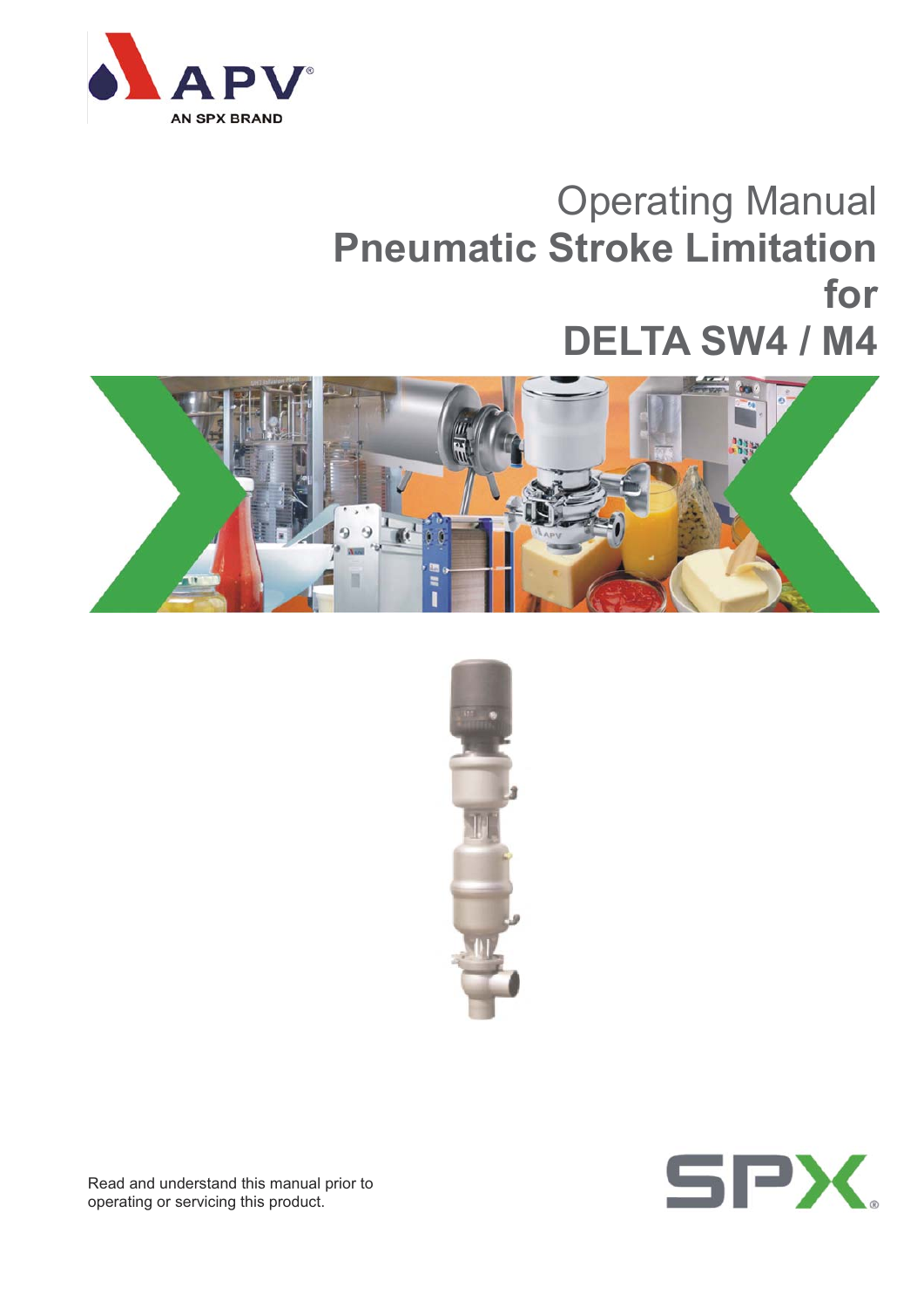APV

AN SPX BRAND

# Operating Manual
# Pneumatic Stroke Limitation for DELTA SW4 / M4

Read and understand this manual prior to operating or servicing this product.

SPX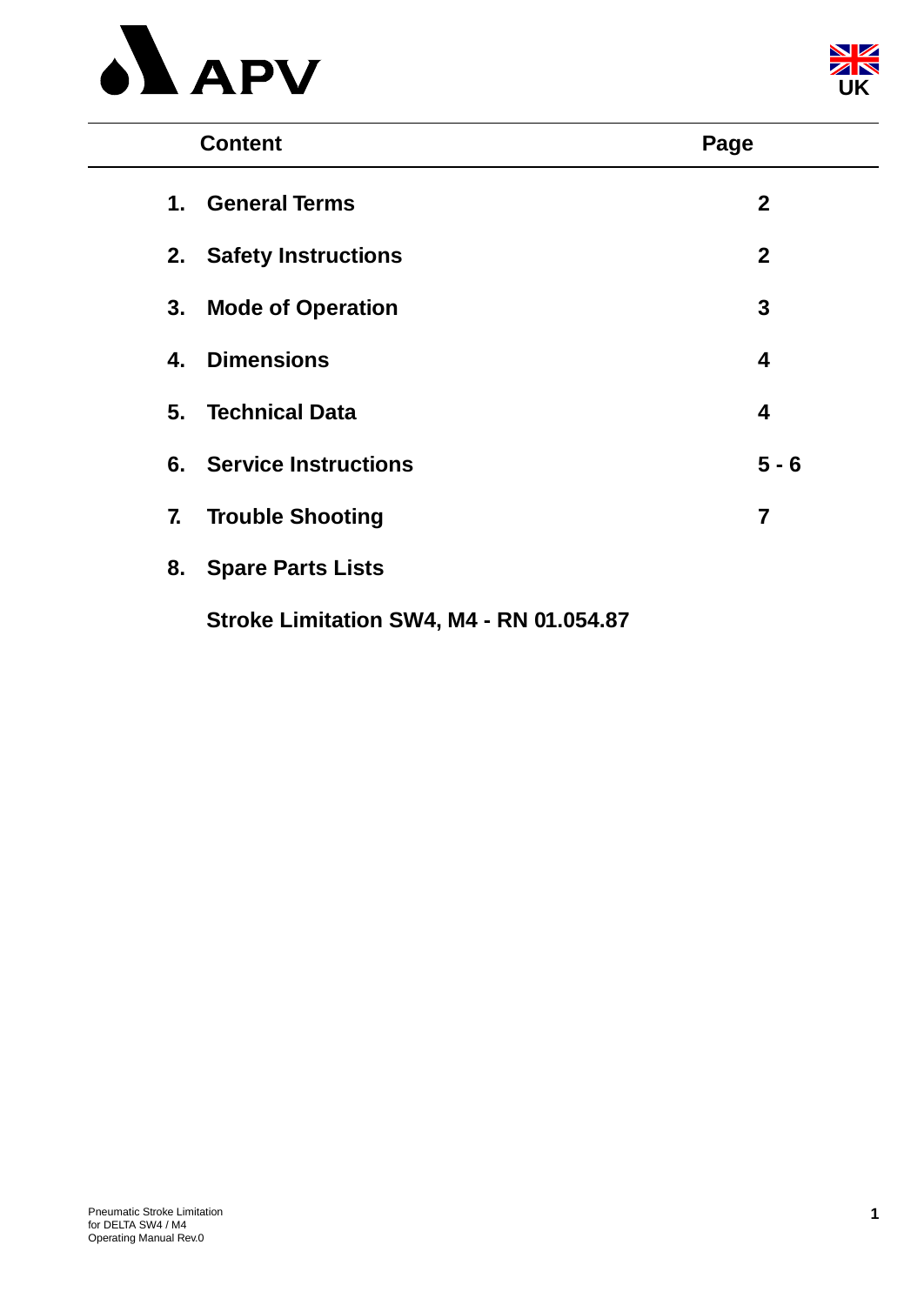| | Content | Page |
|---|---|---|
| 1. | General Terms | 2 |
| 2. | Safety Instructions | 2 |
| 3. | Mode of Operation | 3 |
| 4. | Dimensions | 4 |
| 5. | Technical Data | 4 |
| 6. | Service Instructions | 5 - 6 |
| 7. | Trouble Shooting | 7 |
| 8. | Spare Parts Lists | |
| | Stroke Limitation SW4, M4 - RN 01.054.87 | |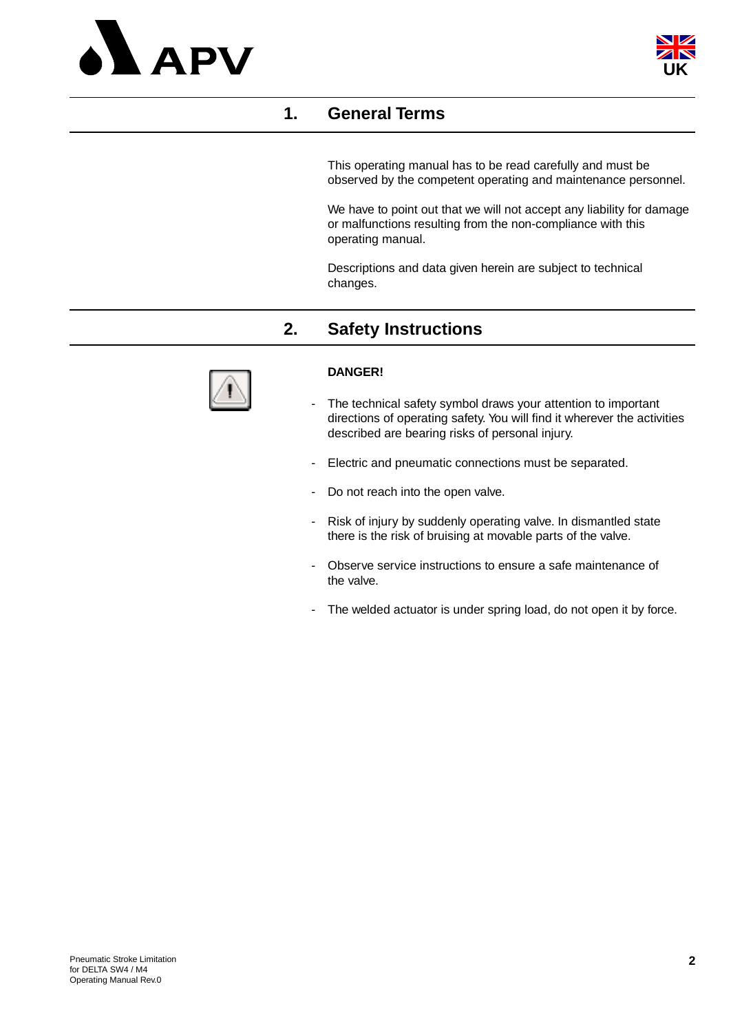## 1. General Terms

This operating manual has to be read carefully and must be observed by the competent operating and maintenance personnel.

We have to point out that we will not accept any liability for damage or malfunctions resulting from the non-compliance with this operating manual.

Descriptions and data given herein are subject to technical changes.

## 2. Safety Instructions

**DANGER!**

- The technical safety symbol draws your attention to important directions of operating safety. You will find it wherever the activities described are bearing risks of personal injury.
- Electric and pneumatic connections must be separated.
- Do not reach into the open valve.
- Risk of injury by suddenly operating valve. In dismantled state there is the risk of bruising at movable parts of the valve.
- Observe service instructions to ensure a safe maintenance of the valve.
- The welded actuator is under spring load, do not open it by force.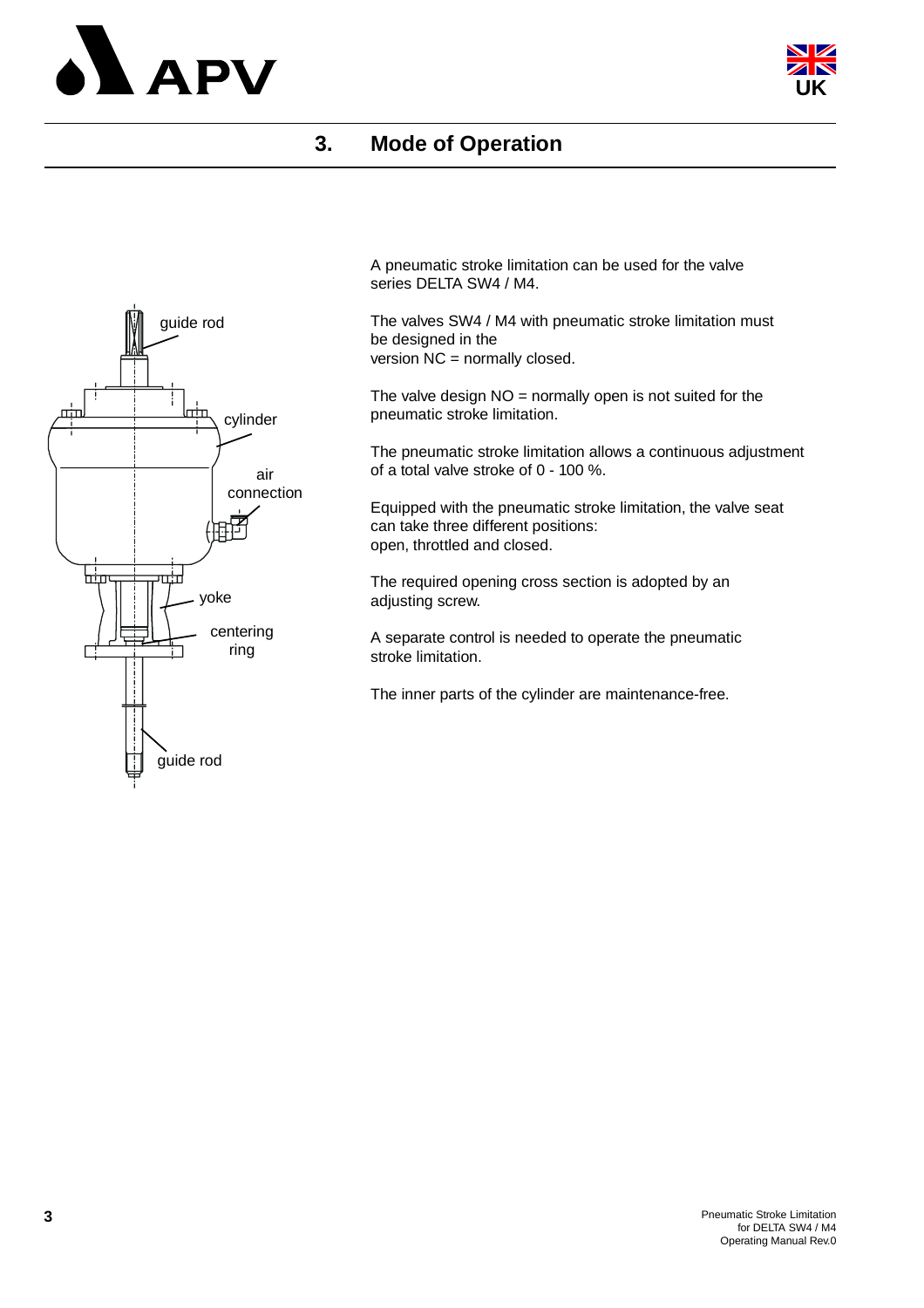# 3. Mode of Operation

guide rod

cylinder

air connection

yoke

centering ring

guide rod

A pneumatic stroke limitation can be used for the valve series DELTA SW4 / M4.

The valves SW4 / M4 with pneumatic stroke limitation must be designed in the version NC = normally closed.

The valve design NO = normally open is not suited for the pneumatic stroke limitation.

The pneumatic stroke limitation allows a continuous adjustment of a total valve stroke of 0 - 100 %.

Equipped with the pneumatic stroke limitation, the valve seat can take three different positions:
open, throttled and closed.

The required opening cross section is adopted by an adjusting screw.

A separate control is needed to operate the pneumatic stroke limitation.

The inner parts of the cylinder are maintenance-free.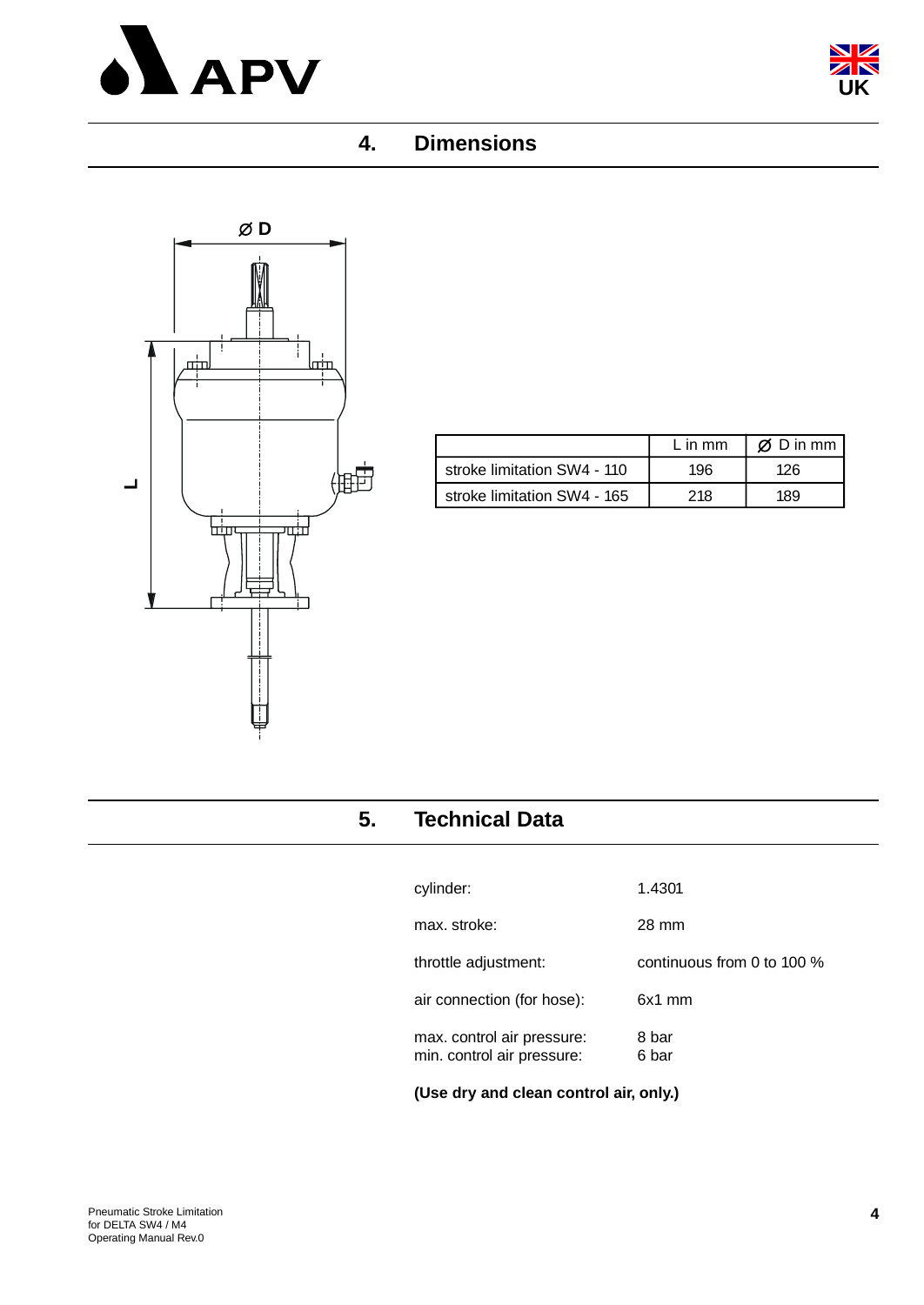## 4. Dimensions

| | L in mm | Ø D in mm |
|---|---|---|
| stroke limitation SW4 - 110 | 196 | 126 |
| stroke limitation SW4 - 165 | 218 | 189 |

## 5. Technical Data

cylinder: 1.4301

max. stroke: 28 mm

throttle adjustment: continuous from 0 to 100 %

air connection (for hose): 6x1 mm

max. control air pressure: 8 bar
min. control air pressure: 6 bar

**(Use dry and clean control air, only.)**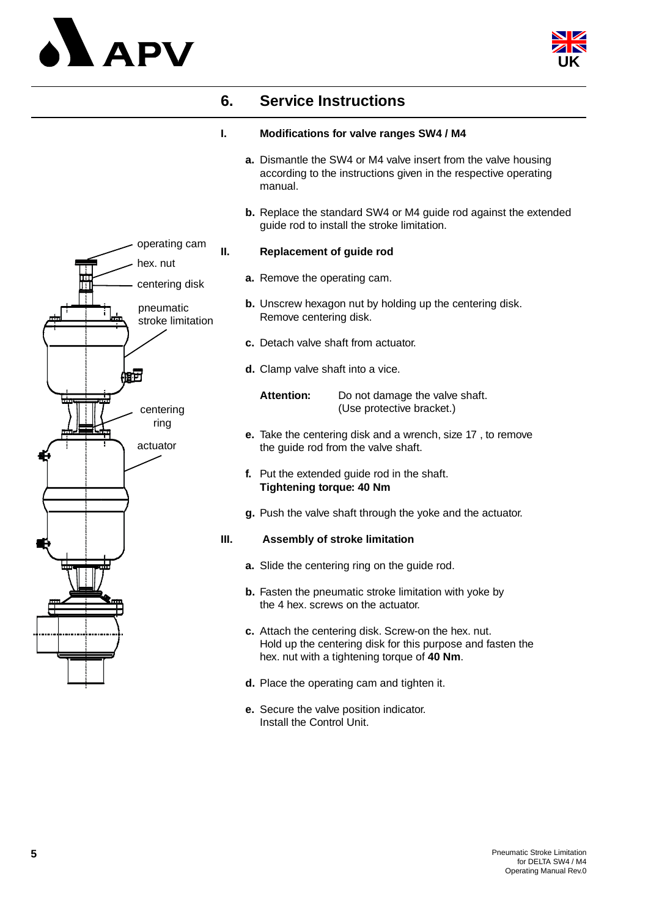## 6. Service Instructions

### I. Modifications for valve ranges SW4 / M4

**a.** Dismantle the SW4 or M4 valve insert from the valve housing according to the instructions given in the respective operating manual.

**b.** Replace the standard SW4 or M4 guide rod against the extended guide rod to install the stroke limitation.

operating cam
hex. nut
centering disk
pneumatic stroke limitation
centering ring
actuator

### II. Replacement of guide rod

**a.** Remove the operating cam.

**b.** Unscrew hexagon nut by holding up the centering disk. Remove centering disk.

**c.** Detach valve shaft from actuator.

**d.** Clamp valve shaft into a vice.

**Attention:** Do not damage the valve shaft. (Use protective bracket.)

**e.** Take the centering disk and a wrench, size 17 , to remove the guide rod from the valve shaft.

**f.** Put the extended guide rod in the shaft.
**Tightening torque: 40 Nm**

**g.** Push the valve shaft through the yoke and the actuator.

### III. Assembly of stroke limitation

**a.** Slide the centering ring on the guide rod.

**b.** Fasten the pneumatic stroke limitation with yoke by the 4 hex. screws on the actuator.

**c.** Attach the centering disk. Screw-on the hex. nut. Hold up the centering disk for this purpose and fasten the hex. nut with a tightening torque of **40 Nm**.

**d.** Place the operating cam and tighten it.

**e.** Secure the valve position indicator. Install the Control Unit.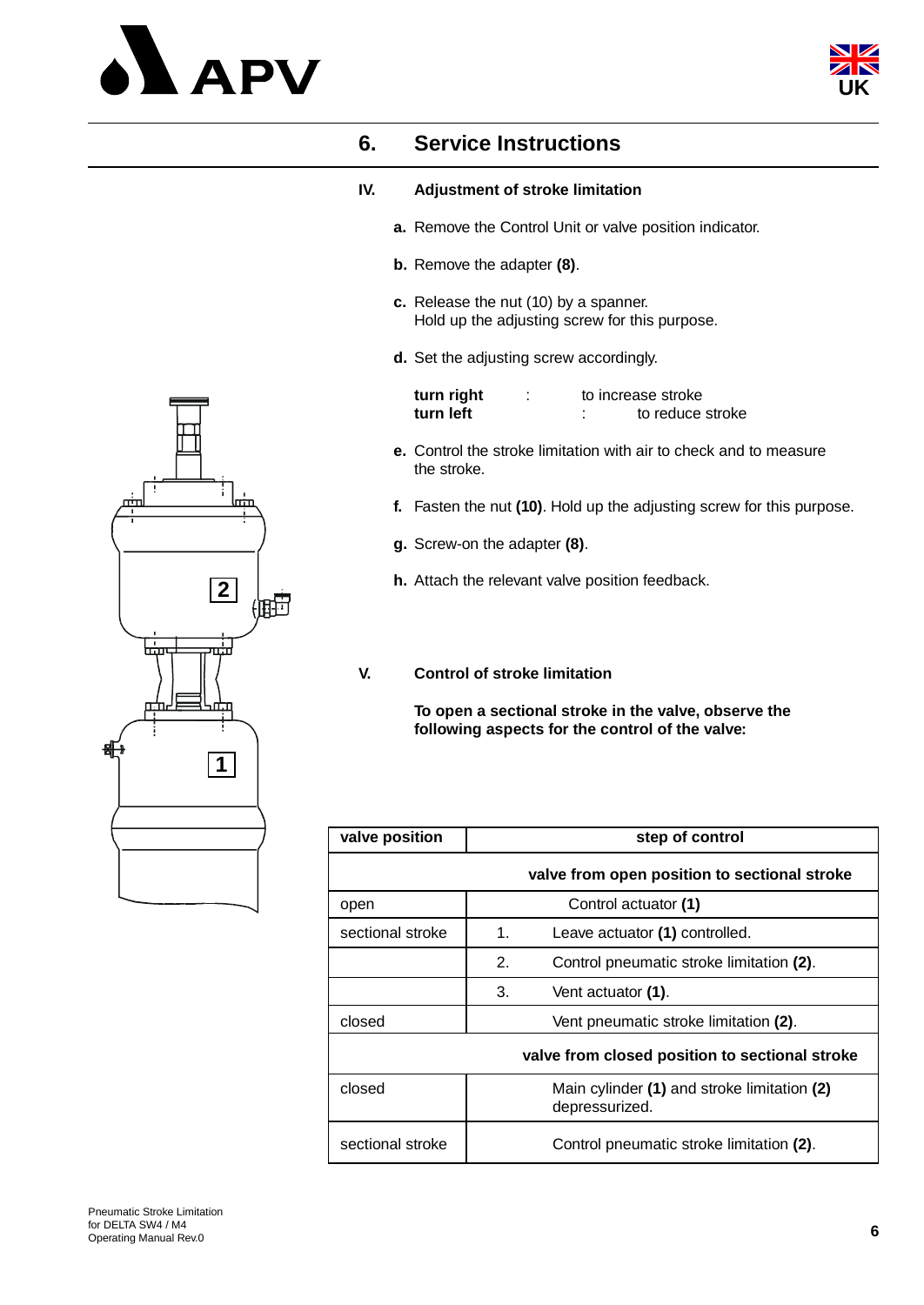# 6. Service Instructions

### IV. Adjustment of stroke limitation

**a.** Remove the Control Unit or valve position indicator.

**b.** Remove the adapter **(8)**.

**c.** Release the nut (10) by a spanner.
Hold up the adjusting screw for this purpose.

**d.** Set the adjusting screw accordingly.

**turn right** : to increase stroke
**turn left** : to reduce stroke

**e.** Control the stroke limitation with air to check and to measure the stroke.

**f.** Fasten the nut **(10)**. Hold up the adjusting screw for this purpose.

**g.** Screw-on the adapter **(8)**.

**h.** Attach the relevant valve position feedback.

### V. Control of stroke limitation

**To open a sectional stroke in the valve, observe the following aspects for the control of the valve:**

| valve position | step of control |
|---|---|
| | **valve from open position to sectional stroke** |
| open | Control actuator **(1)** |
| sectional stroke | 1. Leave actuator **(1)** controlled. |
| | 2. Control pneumatic stroke limitation **(2)**. |
| | 3. Vent actuator **(1)**. |
| closed | Vent pneumatic stroke limitation **(2)**. |
| | **valve from closed position to sectional stroke** |
| closed | Main cylinder **(1)** and stroke limitation **(2)** depressurized. |
| sectional stroke | Control pneumatic stroke limitation **(2)**. |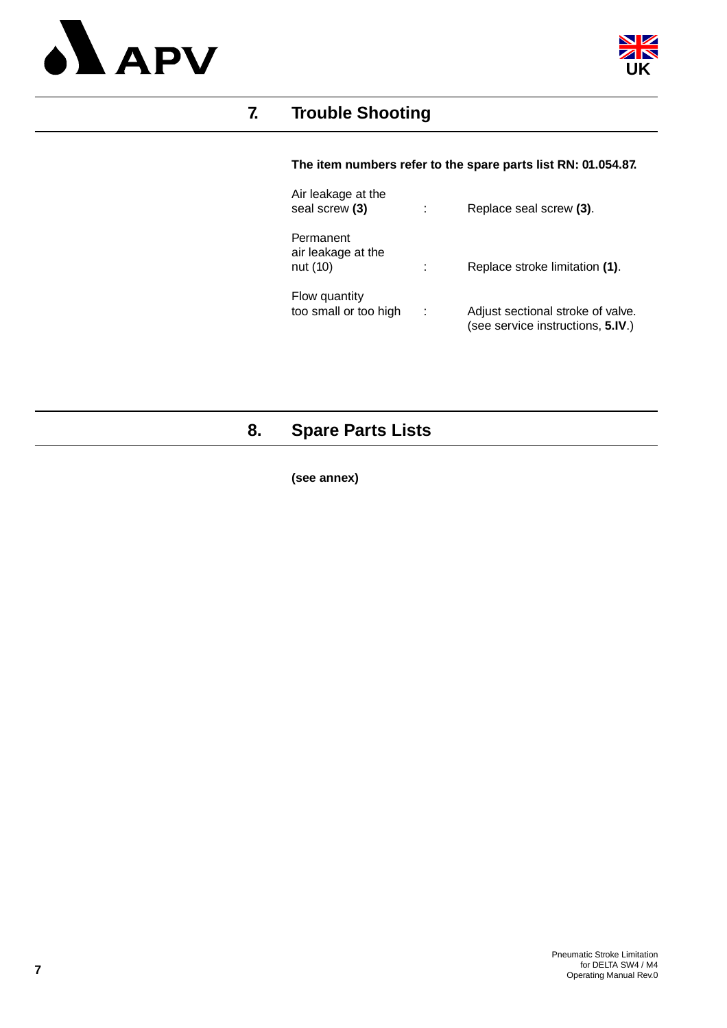## 7. Trouble Shooting

**The item numbers refer to the spare parts list RN: 01.054.87.**

| | | |
|---|---|---|
| Air leakage at the seal screw **(3)** | : | Replace seal screw **(3)**. |
| Permanent air leakage at the nut (10) | : | Replace stroke limitation **(1)**. |
| Flow quantity too small or too high | : | Adjust sectional stroke of valve. (see service instructions, **5.IV**.) |

## 8. Spare Parts Lists

**(see annex)**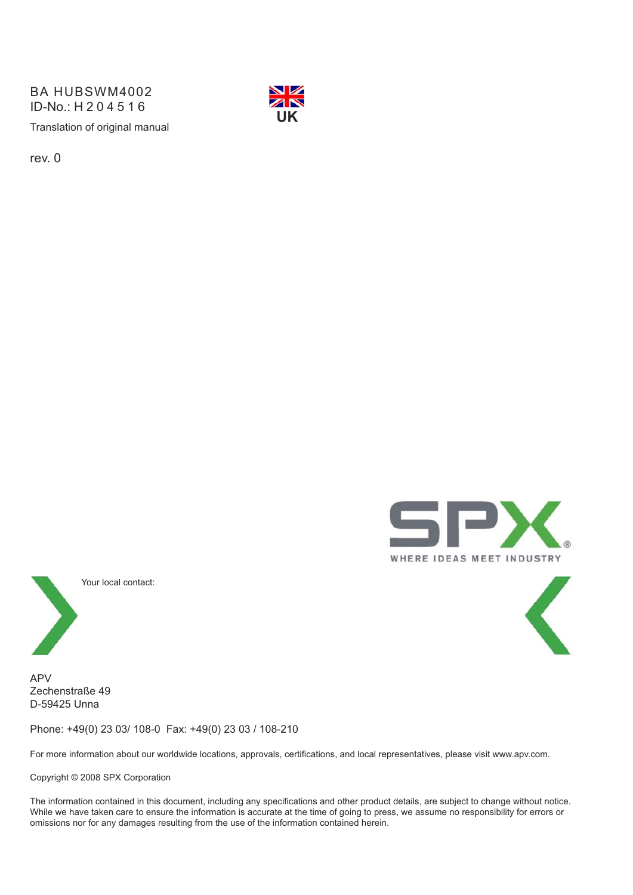BA HUBSWM4002
ID-No.: H 2 0 4 5 1 6

Translation of original manual

rev. 0

UK

WHERE IDEAS MEET INDUSTRY

Your local contact:

APV
Zechenstraße 49
D-59425 Unna

Phone: +49(0) 23 03/ 108-0  Fax: +49(0) 23 03 / 108-210

For more information about our worldwide locations, approvals, certifications, and local representatives, please visit www.apv.com.

Copyright © 2008 SPX Corporation

The information contained in this document, including any specifications and other product details, are subject to change without notice. While we have taken care to ensure the information is accurate at the time of going to press, we assume no responsibility for errors or omissions nor for any damages resulting from the use of the information contained herein.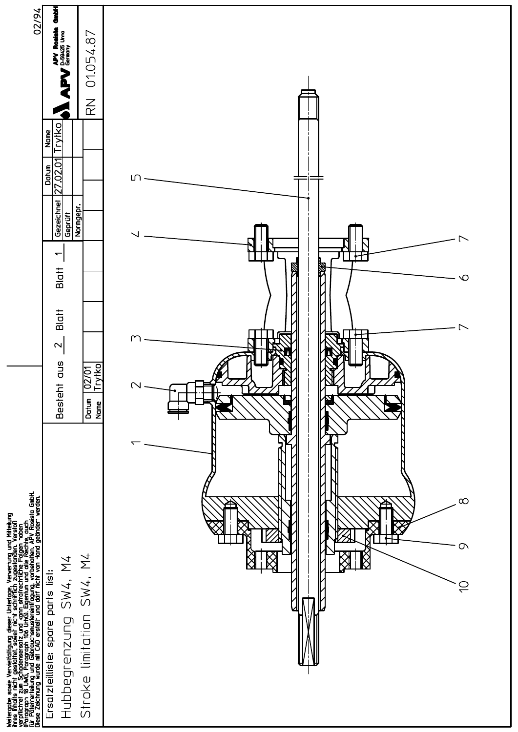Weitergabe sowie Vervielfältigung dieser Unterlage, Verwertung und Mitteilung ihres Inhalts nicht gestattet, soweit nicht schriftlich zugestanden. Verstoß verpflichtet zum Schadenersatz und kann strafrechtliche Folgen haben (Paragraph 18 UWG, Paragraph 106 UrhG). Eigentum und alle Rechte, auch für Patenterteilung und Gebrauchsmustereintragung, vorbehalten. APV Rosista GmbH. Diese Zeichnung wurde mit CAD erstellt und darf nicht von Hand geändert werden.

# Ersatzteilliste: spare parts list:

## Hubbegrenzung SW4, M4

## Stroke limitation SW4, M4

Besteht aus 2 Blatt Blatt 1

| | Datum | Name |
|---|---|---|
| Gezeichnet | 27.02.01 | Trytko |
| Geprüft | | |
| Normgepr. | | |

| Datum | 02/01 |
|---|---|
| Name | Trytko |

APV Rosista GmbH D-59425 Unna Germany

RN 01.054.87

02/94

1 2 3 4 5 6 7 7 8 9 10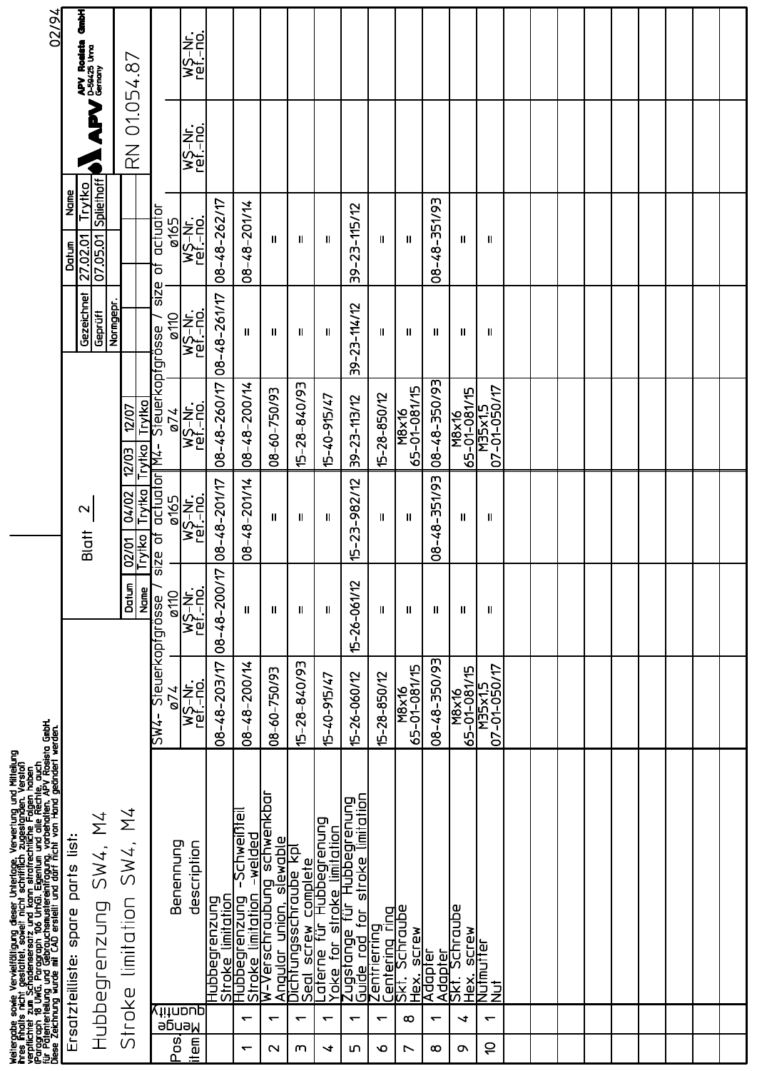Weitergabe sowie Vervielfältigung dieser Unterlage, Verwertung und Mitteilung ihres Inhalts nicht gestattet, soweit nicht schriftlich zugestanden. Verstoß verpflichtet zum Schadenersatz und kann strafrechtliche Folgen haben (Paragraph 18 UWG, Paragraph 106 UrhG). Eigentum und alle Rechte, auch für Patenterteilung und Gebrauchsmustereintragung, vorbehalten. APV Rosista GmbH. Diese Zeichnung wurde mit CAD erstellt und darf nicht von Hand geändert werden.

# Ersatzteilliste: spare parts list:

## Hubbegrenzung SW4, M4

## Stroke limitation SW4, M4

Blatt 2

| Datum | 02/01 | 04/02 | 12/03 | 12/07 |
|---|---|---|---|---|
| Name | Trytko | Trytko | Trytko | Trytko |

| | Datum | Name |
|---|---|---|
| Gezeichnet | 27.02.01 | Trytko |
| Geprüft | 07.05.01 | Spliethoff |
| Normgepr. | | |

APV Rosista GmbH, D-59425 Unna, Germany

RN 01.054.87

02/94

| Pos. item | Menge quantity | Benennung description | SW4- Steuerkopfgrösse / size of actuator ø74 WS-Nr. ref.-no. | ø110 WS-Nr. ref.-no. | ø165 WS-Nr. ref.-no. | M4- Steuerkopfgrösse / size of actuator ø74 WS-Nr. ref.-no. | ø110 WS-Nr. ref.-no. | ø165 WS-Nr. ref.-no. | WS-Nr. ref.-no. | WS-Nr. ref.-no. |
|---|---|---|---|---|---|---|---|---|---|---|
| | | Hubbegrenzung<br>Stroke limitation | 08-48-203/17 | 08-48-200/17 | 08-48-201/17 | 08-48-260/17 | 08-48-261/17 | 08-48-262/17 | | |
| 1 | 1 | Hubbegrenzung -Schweißteil<br>Stroke limitation -welded | 08-48-200/14 | " | 08-48-201/14 | 08-48-200/14 | " | 08-48-201/14 | | |
| 2 | 1 | W-Verschraubung schwenkbar<br>Angular union, slewable | 08-60-750/93 | " | " | 08-60-750/93 | " | " | | |
| 3 | 1 | Dichtungsschraube kpl<br>Seal screw complete | 15-28-840/93 | " | " | 15-28-840/93 | " | " | | |
| 4 | 1 | Laterne für Hubbegrenung<br>Yoke for stroke limitation | 15-40-915/47 | " | " | 15-40-915/47 | " | " | | |
| 5 | 1 | Zugstange für Hubbegrenung<br>Guide rod for stroke limitation | 15-26-060/12 | 15-26-061/12 | 15-23-982/12 | 39-23-113/12 | 39-23-114/12 | 39-23-115/12 | | |
| 6 | 1 | Zentrierring<br>Centering ring | 15-28-850/12 | " | " | 15-28-850/12 | " | " | | |
| 7 | 8 | Skt. Schraube<br>Hex. screw | M8x16<br>65-01-081/15 | " | " | M8x16<br>65-01-081/15 | " | " | | |
| 8 | 1 | Adapter<br>Adapter | 08-48-350/93 | " | 08-48-351/93 | 08-48-350/93 | " | 08-48-351/93 | | |
| 9 | 4 | Skt. Schraube<br>Hex. screw | M8x16<br>65-01-081/15 | " | " | M8x16<br>65-01-081/15 | " | " | | |
| 10 | 1 | Nutmutter<br>Nut | M35x1,5<br>07-01-050/17 | " | " | M35x1,5<br>07-01-050/17 | " | " | | |